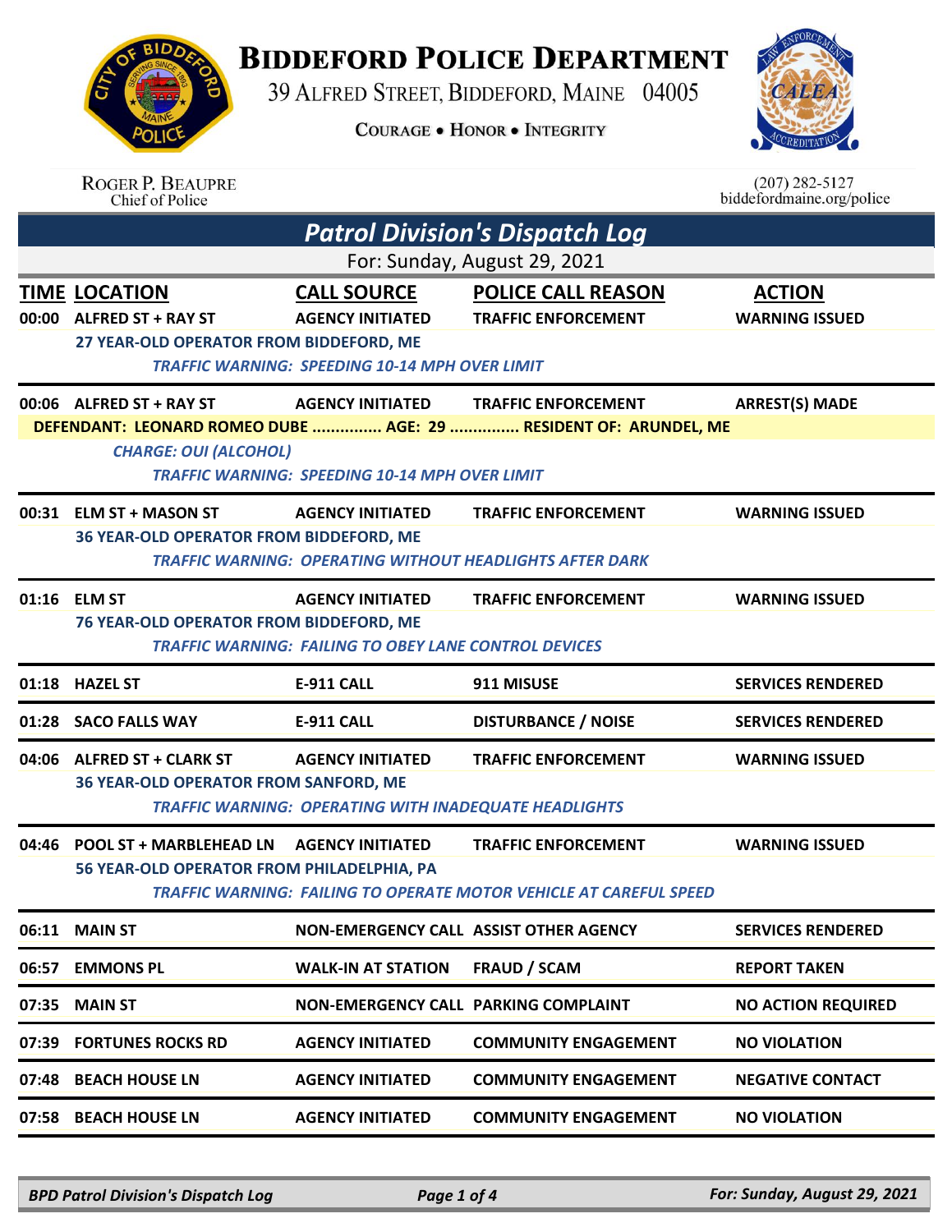# Biddeford Police Department

39 Alfred Street, Biddeford, Maine 04005

Courage • Honor • Integrity

Roger P. Beaupre
Chief of Police

(207) 282-5127
biddefordmaine.org/police

## Patrol Division's Dispatch Log

For: Sunday, August 29, 2021

| TIME | LOCATION | CALL SOURCE | POLICE CALL REASON | ACTION |
|---|---|---|---|---|
| 00:00 | ALFRED ST + RAY ST | AGENCY INITIATED | TRAFFIC ENFORCEMENT | WARNING ISSUED |
| | 27 YEAR-OLD OPERATOR FROM BIDDEFORD, ME | | | |
| | *TRAFFIC WARNING: SPEEDING 10-14 MPH OVER LIMIT* | | | |
| 00:06 | ALFRED ST + RAY ST | AGENCY INITIATED | TRAFFIC ENFORCEMENT | ARREST(S) MADE |
| | DEFENDANT: LEONARD ROMEO DUBE ............... AGE: 29 ............... RESIDENT OF: ARUNDEL, ME | | | |
| | *CHARGE: OUI (ALCOHOL)* | | | |
| | *TRAFFIC WARNING: SPEEDING 10-14 MPH OVER LIMIT* | | | |
| 00:31 | ELM ST + MASON ST | AGENCY INITIATED | TRAFFIC ENFORCEMENT | WARNING ISSUED |
| | 36 YEAR-OLD OPERATOR FROM BIDDEFORD, ME | | | |
| | *TRAFFIC WARNING: OPERATING WITHOUT HEADLIGHTS AFTER DARK* | | | |
| 01:16 | ELM ST | AGENCY INITIATED | TRAFFIC ENFORCEMENT | WARNING ISSUED |
| | 76 YEAR-OLD OPERATOR FROM BIDDEFORD, ME | | | |
| | *TRAFFIC WARNING: FAILING TO OBEY LANE CONTROL DEVICES* | | | |
| 01:18 | HAZEL ST | E-911 CALL | 911 MISUSE | SERVICES RENDERED |
| 01:28 | SACO FALLS WAY | E-911 CALL | DISTURBANCE / NOISE | SERVICES RENDERED |
| 04:06 | ALFRED ST + CLARK ST | AGENCY INITIATED | TRAFFIC ENFORCEMENT | WARNING ISSUED |
| | 36 YEAR-OLD OPERATOR FROM SANFORD, ME | | | |
| | *TRAFFIC WARNING: OPERATING WITH INADEQUATE HEADLIGHTS* | | | |
| 04:46 | POOL ST + MARBLEHEAD LN | AGENCY INITIATED | TRAFFIC ENFORCEMENT | WARNING ISSUED |
| | 56 YEAR-OLD OPERATOR FROM PHILADELPHIA, PA | | | |
| | *TRAFFIC WARNING: FAILING TO OPERATE MOTOR VEHICLE AT CAREFUL SPEED* | | | |
| 06:11 | MAIN ST | NON-EMERGENCY CALL | ASSIST OTHER AGENCY | SERVICES RENDERED |
| 06:57 | EMMONS PL | WALK-IN AT STATION | FRAUD / SCAM | REPORT TAKEN |
| 07:35 | MAIN ST | NON-EMERGENCY CALL | PARKING COMPLAINT | NO ACTION REQUIRED |
| 07:39 | FORTUNES ROCKS RD | AGENCY INITIATED | COMMUNITY ENGAGEMENT | NO VIOLATION |
| 07:48 | BEACH HOUSE LN | AGENCY INITIATED | COMMUNITY ENGAGEMENT | NEGATIVE CONTACT |
| 07:58 | BEACH HOUSE LN | AGENCY INITIATED | COMMUNITY ENGAGEMENT | NO VIOLATION |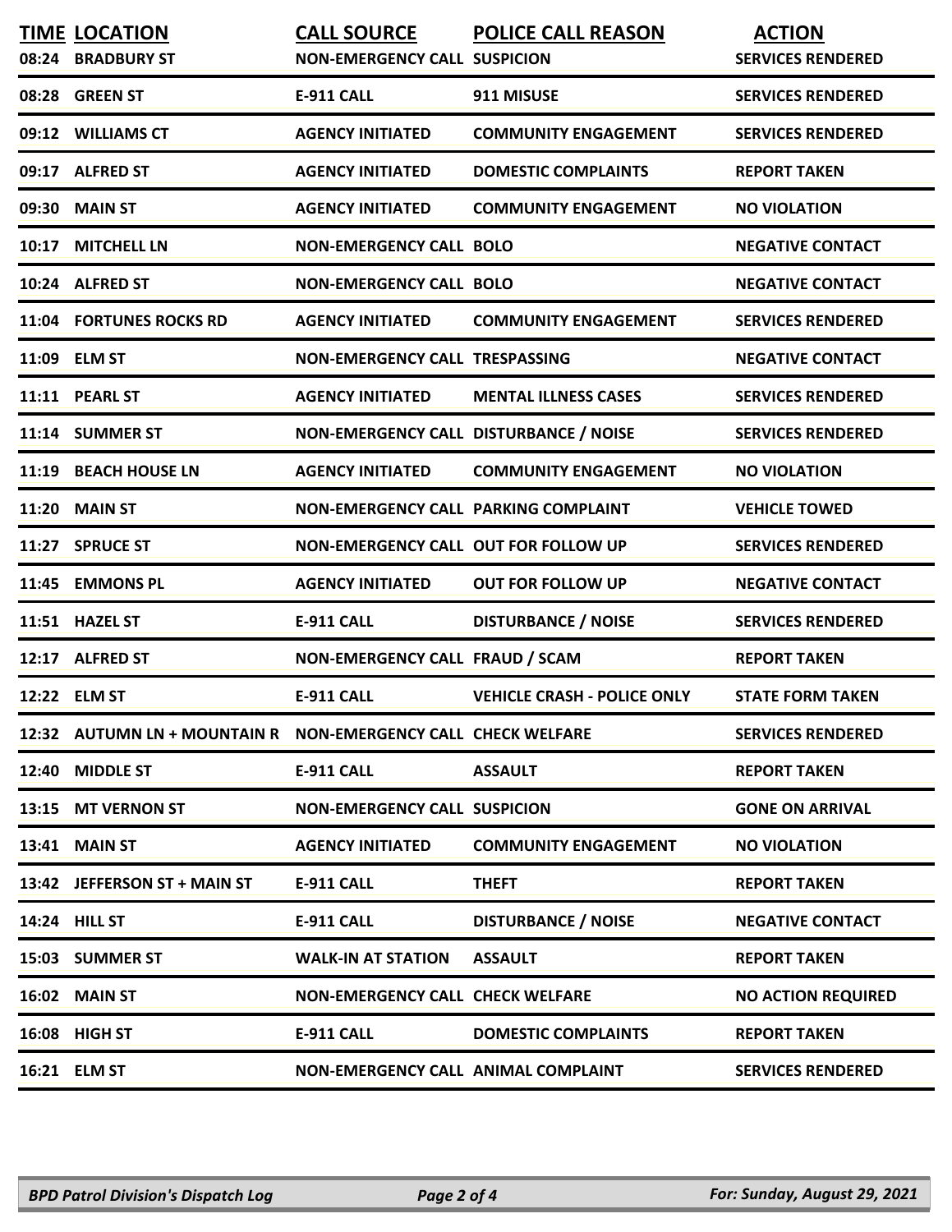| TIME | LOCATION | CALL SOURCE | POLICE CALL REASON | ACTION |
|---|---|---|---|---|
| 08:24 | BRADBURY ST | NON-EMERGENCY CALL | SUSPICION | SERVICES RENDERED |
| 08:28 | GREEN ST | E-911 CALL | 911 MISUSE | SERVICES RENDERED |
| 09:12 | WILLIAMS CT | AGENCY INITIATED | COMMUNITY ENGAGEMENT | SERVICES RENDERED |
| 09:17 | ALFRED ST | AGENCY INITIATED | DOMESTIC COMPLAINTS | REPORT TAKEN |
| 09:30 | MAIN ST | AGENCY INITIATED | COMMUNITY ENGAGEMENT | NO VIOLATION |
| 10:17 | MITCHELL LN | NON-EMERGENCY CALL | BOLO | NEGATIVE CONTACT |
| 10:24 | ALFRED ST | NON-EMERGENCY CALL | BOLO | NEGATIVE CONTACT |
| 11:04 | FORTUNES ROCKS RD | AGENCY INITIATED | COMMUNITY ENGAGEMENT | SERVICES RENDERED |
| 11:09 | ELM ST | NON-EMERGENCY CALL | TRESPASSING | NEGATIVE CONTACT |
| 11:11 | PEARL ST | AGENCY INITIATED | MENTAL ILLNESS CASES | SERVICES RENDERED |
| 11:14 | SUMMER ST | NON-EMERGENCY CALL | DISTURBANCE / NOISE | SERVICES RENDERED |
| 11:19 | BEACH HOUSE LN | AGENCY INITIATED | COMMUNITY ENGAGEMENT | NO VIOLATION |
| 11:20 | MAIN ST | NON-EMERGENCY CALL | PARKING COMPLAINT | VEHICLE TOWED |
| 11:27 | SPRUCE ST | NON-EMERGENCY CALL | OUT FOR FOLLOW UP | SERVICES RENDERED |
| 11:45 | EMMONS PL | AGENCY INITIATED | OUT FOR FOLLOW UP | NEGATIVE CONTACT |
| 11:51 | HAZEL ST | E-911 CALL | DISTURBANCE / NOISE | SERVICES RENDERED |
| 12:17 | ALFRED ST | NON-EMERGENCY CALL | FRAUD / SCAM | REPORT TAKEN |
| 12:22 | ELM ST | E-911 CALL | VEHICLE CRASH - POLICE ONLY | STATE FORM TAKEN |
| 12:32 | AUTUMN LN + MOUNTAIN R | NON-EMERGENCY CALL | CHECK WELFARE | SERVICES RENDERED |
| 12:40 | MIDDLE ST | E-911 CALL | ASSAULT | REPORT TAKEN |
| 13:15 | MT VERNON ST | NON-EMERGENCY CALL | SUSPICION | GONE ON ARRIVAL |
| 13:41 | MAIN ST | AGENCY INITIATED | COMMUNITY ENGAGEMENT | NO VIOLATION |
| 13:42 | JEFFERSON ST + MAIN ST | E-911 CALL | THEFT | REPORT TAKEN |
| 14:24 | HILL ST | E-911 CALL | DISTURBANCE / NOISE | NEGATIVE CONTACT |
| 15:03 | SUMMER ST | WALK-IN AT STATION | ASSAULT | REPORT TAKEN |
| 16:02 | MAIN ST | NON-EMERGENCY CALL | CHECK WELFARE | NO ACTION REQUIRED |
| 16:08 | HIGH ST | E-911 CALL | DOMESTIC COMPLAINTS | REPORT TAKEN |
| 16:21 | ELM ST | NON-EMERGENCY CALL | ANIMAL COMPLAINT | SERVICES RENDERED |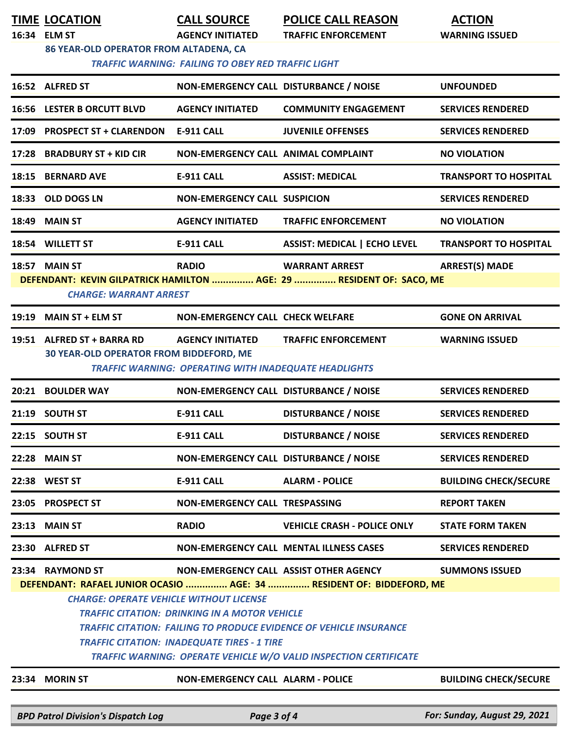| TIME | LOCATION | CALL SOURCE | POLICE CALL REASON | ACTION |
|---|---|---|---|---|
| 16:34 | ELM ST | AGENCY INITIATED | TRAFFIC ENFORCEMENT | WARNING ISSUED |
| | 86 YEAR-OLD OPERATOR FROM ALTADENA, CA | | | |
| | *TRAFFIC WARNING: FAILING TO OBEY RED TRAFFIC LIGHT* | | | |
| 16:52 | ALFRED ST | NON-EMERGENCY CALL | DISTURBANCE / NOISE | UNFOUNDED |
| 16:56 | LESTER B ORCUTT BLVD | AGENCY INITIATED | COMMUNITY ENGAGEMENT | SERVICES RENDERED |
| 17:09 | PROSPECT ST + CLARENDON | E-911 CALL | JUVENILE OFFENSES | SERVICES RENDERED |
| 17:28 | BRADBURY ST + KID CIR | NON-EMERGENCY CALL | ANIMAL COMPLAINT | NO VIOLATION |
| 18:15 | BERNARD AVE | E-911 CALL | ASSIST: MEDICAL | TRANSPORT TO HOSPITAL |
| 18:33 | OLD DOGS LN | NON-EMERGENCY CALL | SUSPICION | SERVICES RENDERED |
| 18:49 | MAIN ST | AGENCY INITIATED | TRAFFIC ENFORCEMENT | NO VIOLATION |
| 18:54 | WILLETT ST | E-911 CALL | ASSIST: MEDICAL \| ECHO LEVEL | TRANSPORT TO HOSPITAL |
| 18:57 | MAIN ST | RADIO | WARRANT ARREST | ARREST(S) MADE |
| | DEFENDANT: KEVIN GILPATRICK HAMILTON ............... AGE: 29 ............... RESIDENT OF: SACO, ME | | | |
| | *CHARGE: WARRANT ARREST* | | | |
| 19:19 | MAIN ST + ELM ST | NON-EMERGENCY CALL | CHECK WELFARE | GONE ON ARRIVAL |
| 19:51 | ALFRED ST + BARRA RD | AGENCY INITIATED | TRAFFIC ENFORCEMENT | WARNING ISSUED |
| | 30 YEAR-OLD OPERATOR FROM BIDDEFORD, ME | | | |
| | *TRAFFIC WARNING: OPERATING WITH INADEQUATE HEADLIGHTS* | | | |
| 20:21 | BOULDER WAY | NON-EMERGENCY CALL | DISTURBANCE / NOISE | SERVICES RENDERED |
| 21:19 | SOUTH ST | E-911 CALL | DISTURBANCE / NOISE | SERVICES RENDERED |
| 22:15 | SOUTH ST | E-911 CALL | DISTURBANCE / NOISE | SERVICES RENDERED |
| 22:28 | MAIN ST | NON-EMERGENCY CALL | DISTURBANCE / NOISE | SERVICES RENDERED |
| 22:38 | WEST ST | E-911 CALL | ALARM - POLICE | BUILDING CHECK/SECURE |
| 23:05 | PROSPECT ST | NON-EMERGENCY CALL | TRESPASSING | REPORT TAKEN |
| 23:13 | MAIN ST | RADIO | VEHICLE CRASH - POLICE ONLY | STATE FORM TAKEN |
| 23:30 | ALFRED ST | NON-EMERGENCY CALL | MENTAL ILLNESS CASES | SERVICES RENDERED |
| 23:34 | RAYMOND ST | NON-EMERGENCY CALL | ASSIST OTHER AGENCY | SUMMONS ISSUED |
| | DEFENDANT: RAFAEL JUNIOR OCASIO ............... AGE: 34 ............... RESIDENT OF: BIDDEFORD, ME | | | |
| | *CHARGE: OPERATE VEHICLE WITHOUT LICENSE* | | | |
| | *TRAFFIC CITATION: DRINKING IN A MOTOR VEHICLE* | | | |
| | *TRAFFIC CITATION: FAILING TO PRODUCE EVIDENCE OF VEHICLE INSURANCE* | | | |
| | *TRAFFIC CITATION: INADEQUATE TIRES - 1 TIRE* | | | |
| | *TRAFFIC WARNING: OPERATE VEHICLE W/O VALID INSPECTION CERTIFICATE* | | | |
| 23:34 | MORIN ST | NON-EMERGENCY CALL | ALARM - POLICE | BUILDING CHECK/SECURE |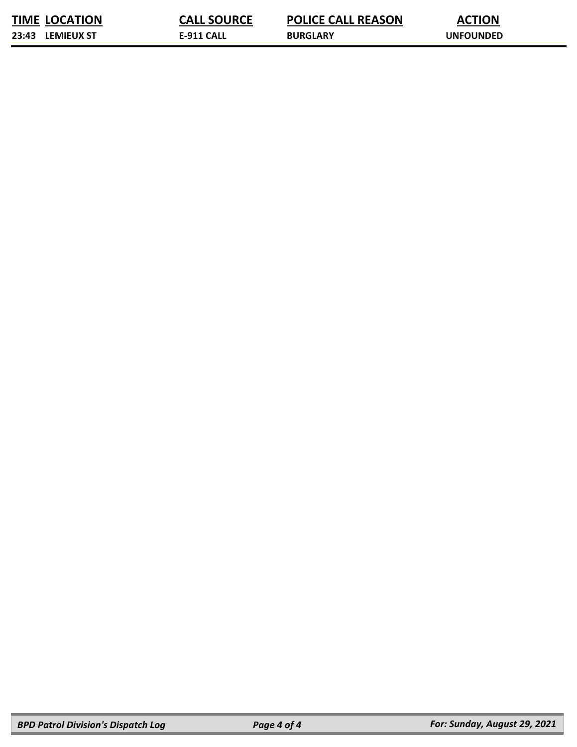| TIME | LOCATION | CALL SOURCE | POLICE CALL REASON | ACTION |
| --- | --- | --- | --- | --- |
| 23:43 | LEMIEUX ST | E-911 CALL | BURGLARY | UNFOUNDED |